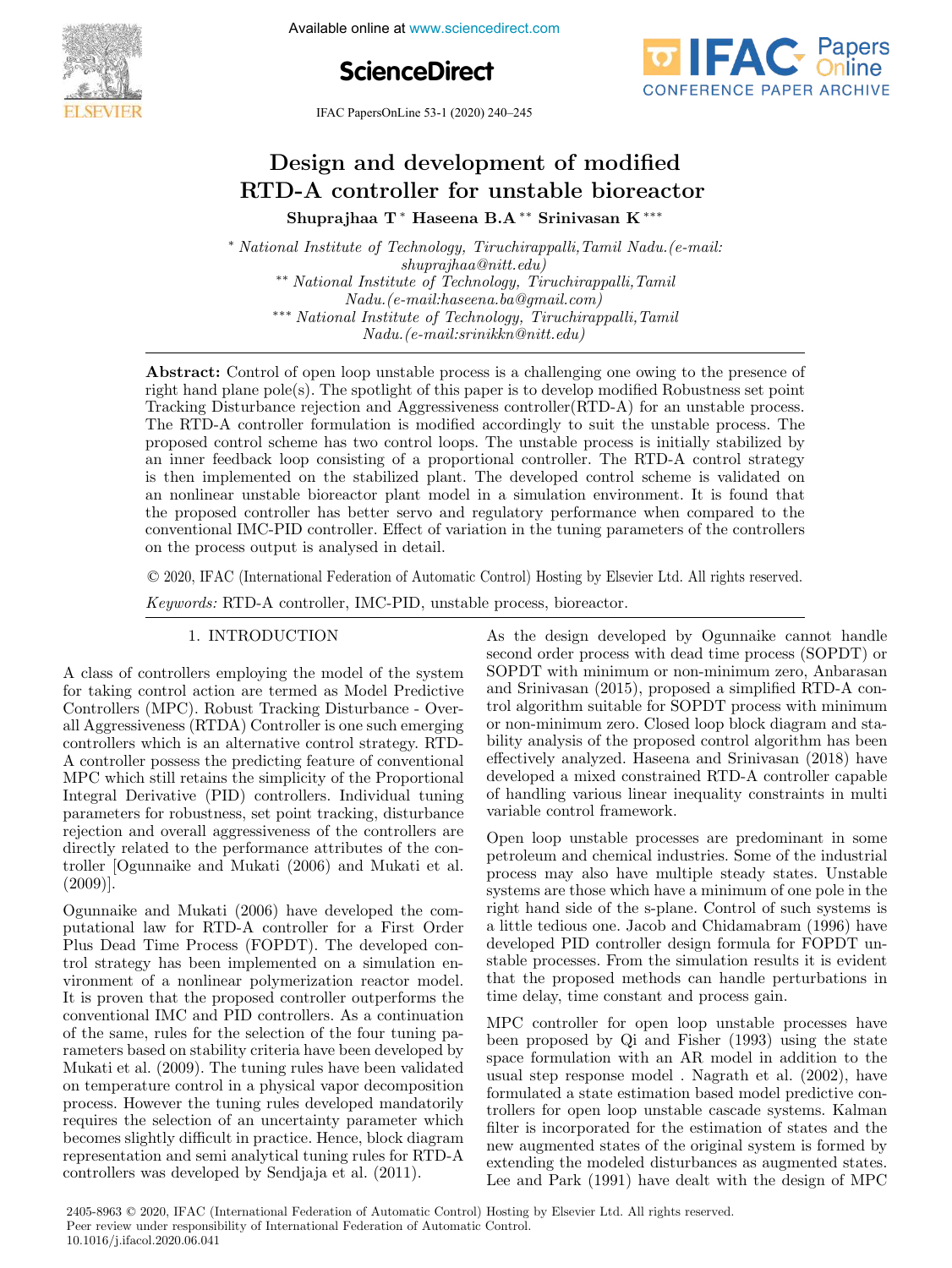# Design and development of modified RTD-A controller for unstable bioreactor

**Shuprajhaa T** [*] **Haseena B.A** [**] **Srinivasan K** [***]

[*] *National Institute of Technology, Tiruchirappalli, Tamil Nadu. (e-mail: shuprajhaa@nitt.edu)*

[**] *National Institute of Technology, Tiruchirappalli, Tamil Nadu. (e-mail: haseena.ba@gmail.com)*

[***] *National Institute of Technology, Tiruchirappalli, Tamil Nadu. (e-mail: srinikkn@nitt.edu)*

**Abstract:** Control of open loop unstable process is a challenging one owing to the presence of right hand plane pole(s). The spotlight of this paper is to develop modified Robustness set point Tracking Disturbance rejection and Aggressiveness controller(RTD-A) for an unstable process. The RTD-A controller formulation is modified accordingly to suit the unstable process. The proposed control scheme has two control loops. The unstable process is initially stabilized by an inner feedback loop consisting of a proportional controller. The RTD-A control strategy is then implemented on the stabilized plant. The developed control scheme is validated on an nonlinear unstable bioreactor plant model in a simulation environment. It is found that the proposed controller has better servo and regulatory performance when compared to the conventional IMC-PID controller. Effect of variation in the tuning parameters of the controllers on the process output is analysed in detail.

© 2020, IFAC (International Federation of Automatic Control) Hosting by Elsevier Ltd. All rights reserved.

*Keywords:* RTD-A controller, IMC-PID, unstable process, bioreactor.

## 1. INTRODUCTION

A class of controllers employing the model of the system for taking control action are termed as Model Predictive Controllers (MPC). Robust Tracking Disturbance - Overall Aggressiveness (RTDA) Controller is one such emerging controllers which is an alternative control strategy. RTD-A controller possess the predicting feature of conventional MPC which still retains the simplicity of the Proportional Integral Derivative (PID) controllers. Individual tuning parameters for robustness, set point tracking, disturbance rejection and overall aggressiveness of the controllers are directly related to the performance attributes of the controller [Ogunnaike and Mukati (2006) and Mukati et al. (2009)].

Ogunnaike and Mukati (2006) have developed the computational law for RTD-A controller for a First Order Plus Dead Time Process (FOPDT). The developed control strategy has been implemented on a simulation environment of a nonlinear polymerization reactor model. It is proven that the proposed controller outperforms the conventional IMC and PID controllers. As a continuation of the same, rules for the selection of the four tuning parameters based on stability criteria have been developed by Mukati et al. (2009). The tuning rules have been validated on temperature control in a physical vapor decomposition process. However the tuning rules developed mandatorily requires the selection of an uncertainty parameter which becomes slightly difficult in practice. Hence, block diagram representation and semi analytical tuning rules for RTD-A controllers was developed by Sendjaja et al. (2011).

As the design developed by Ogunnaike cannot handle second order process with dead time process (SOPDT) or SOPDT with minimum or non-minimum zero, Anbarasan and Srinivasan (2015), proposed a simplified RTD-A control algorithm suitable for SOPDT process with minimum or non-minimum zero. Closed loop block diagram and stability analysis of the proposed control algorithm has been effectively analyzed. Haseena and Srinivasan (2018) have developed a mixed constrained RTD-A controller capable of handling various linear inequality constraints in multi variable control framework.

Open loop unstable processes are predominant in some petroleum and chemical industries. Some of the industrial process may also have multiple steady states. Unstable systems are those which have a minimum of one pole in the right hand side of the s-plane. Control of such systems is a little tedious one. Jacob and Chidamabram (1996) have developed PID controller design formula for FOPDT unstable processes. From the simulation results it is evident that the proposed methods can handle perturbations in time delay, time constant and process gain.

MPC controller for open loop unstable processes have been proposed by Qi and Fisher (1993) using the state space formulation with an AR model in addition to the usual step response model . Nagrath et al. (2002), have formulated a state estimation based model predictive controllers for open loop unstable cascade systems. Kalman filter is incorporated for the estimation of states and the new augmented states of the original system is formed by extending the modeled disturbances as augmented states. Lee and Park (1991) have dealt with the design of MPC

2405-8963 © 2020, IFAC (International Federation of Automatic Control) Hosting by Elsevier Ltd. All rights reserved.
Peer review under responsibility of International Federation of Automatic Control.
10.1016/j.ifacol.2020.06.041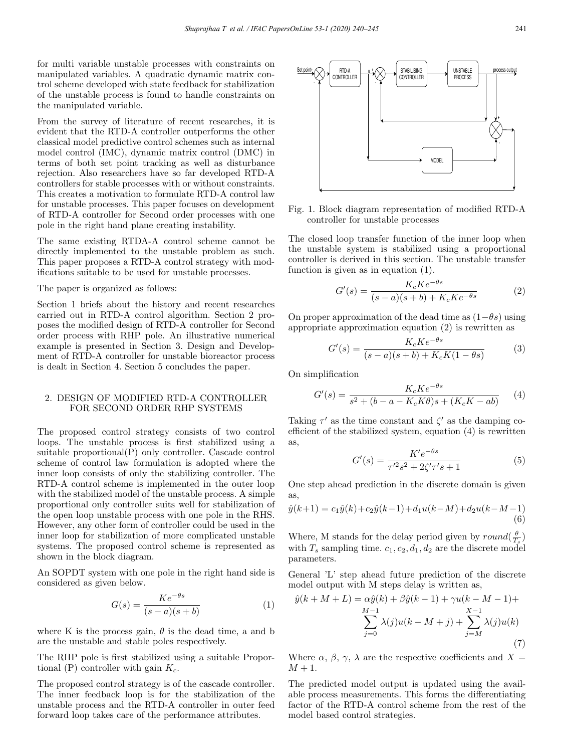for multi variable unstable processes with constraints on manipulated variables. A quadratic dynamic matrix control scheme developed with state feedback for stabilization of the unstable process is found to handle constraints on the manipulated variable.

From the survey of literature of recent researches, it is evident that the RTD-A controller outperforms the other classical model predictive control schemes such as internal model control (IMC), dynamic matrix control (DMC) in terms of both set point tracking as well as disturbance rejection. Also researchers have so far developed RTD-A controllers for stable processes with or without constraints. This creates a motivation to formulate RTD-A control law for unstable processes. This paper focuses on development of RTD-A controller for Second order processes with one pole in the right hand plane creating instability.

The same existing RTDA-A control scheme cannot be directly implemented to the unstable problem as such. This paper proposes a RTD-A control strategy with modifications suitable to be used for unstable processes.

The paper is organized as follows:

Section 1 briefs about the history and recent researches carried out in RTD-A control algorithm. Section 2 proposes the modified design of RTD-A controller for Second order process with RHP pole. An illustrative numerical example is presented in Section 3. Design and Development of RTD-A controller for unstable bioreactor process is dealt in Section 4. Section 5 concludes the paper.

## 2. DESIGN OF MODIFIED RTD-A CONTROLLER FOR SECOND ORDER RHP SYSTEMS

The proposed control strategy consists of two control loops. The unstable process is first stabilized using a suitable proportional(P) only controller. Cascade control scheme of control law formulation is adopted where the inner loop consists of only the stabilizing controller. The RTD-A control scheme is implemented in the outer loop with the stabilized model of the unstable process. A simple proportional only controller suits well for stabilization of the open loop unstable process with one pole in the RHS. However, any other form of controller could be used in the inner loop for stabilization of more complicated unstable systems. The proposed control scheme is represented as shown in the block diagram.

An SOPDT system with one pole in the right hand side is considered as given below.

$$G(s) = \frac{Ke^{-\theta s}}{(s-a)(s+b)} \tag{1}$$

where K is the process gain, $\theta$ is the dead time, a and b are the unstable and stable poles respectively.

The RHP pole is first stabilized using a suitable Proportional (P) controller with gain $K_c$.

The proposed control strategy is of the cascade controller. The inner feedback loop is for the stabilization of the unstable process and the RTD-A controller in outer feed forward loop takes care of the performance attributes.

Fig. 1. Block diagram representation of modified RTD-A controller for unstable processes

The closed loop transfer function of the inner loop when the unstable system is stabilized using a proportional controller is derived in this section. The unstable transfer function is given as in equation (1).

$$G'(s) = \frac{K_cKe^{-\theta s}}{(s-a)(s+b) + K_cKe^{-\theta s}} \tag{2}$$

On proper approximation of the dead time as $(1-\theta s)$ using appropriate approximation equation (2) is rewritten as

$$G'(s) = \frac{K_cKe^{-\theta s}}{(s-a)(s+b) + K_cK(1-\theta s)} \tag{3}$$

On simplification

$$G'(s) = \frac{K_cKe^{-\theta s}}{s^2 + (b-a-K_cK\theta)s + (K_cK - ab)} \tag{4}$$

Taking $\tau'$ as the time constant and $\zeta'$ as the damping coefficient of the stabilized system, equation (4) is rewritten as,

$$G'(s) = \frac{K'e^{-\theta s}}{\tau'^2 s^2 + 2\zeta'\tau' s + 1} \tag{5}$$

One step ahead prediction in the discrete domain is given as,

$$\hat{y}(k+1) = c_1\hat{y}(k) + c_2\hat{y}(k-1) + d_1u(k-M) + d_2u(k-M-1) \tag{6}$$

Where, M stands for the delay period given by $round(\frac{\theta}{T_s})$ with $T_s$ sampling time. $c_1, c_2, d_1, d_2$ are the discrete model parameters.

General 'L' step ahead future prediction of the discrete model output with M steps delay is written as,

$$\hat{y}(k+M+L) = \alpha\hat{y}(k) + \beta\hat{y}(k-1) + \gamma u(k-M-1) + \sum_{j=0}^{M-1}\lambda(j)u(k-M+j) + \sum_{j=M}^{X-1}\lambda(j)u(k) \tag{7}$$

Where $\alpha$, $\beta$, $\gamma$, $\lambda$ are the respective coefficients and $X = M+1$.

The predicted model output is updated using the available process measurements. This forms the differentiating factor of the RTD-A control scheme from the rest of the model based control strategies.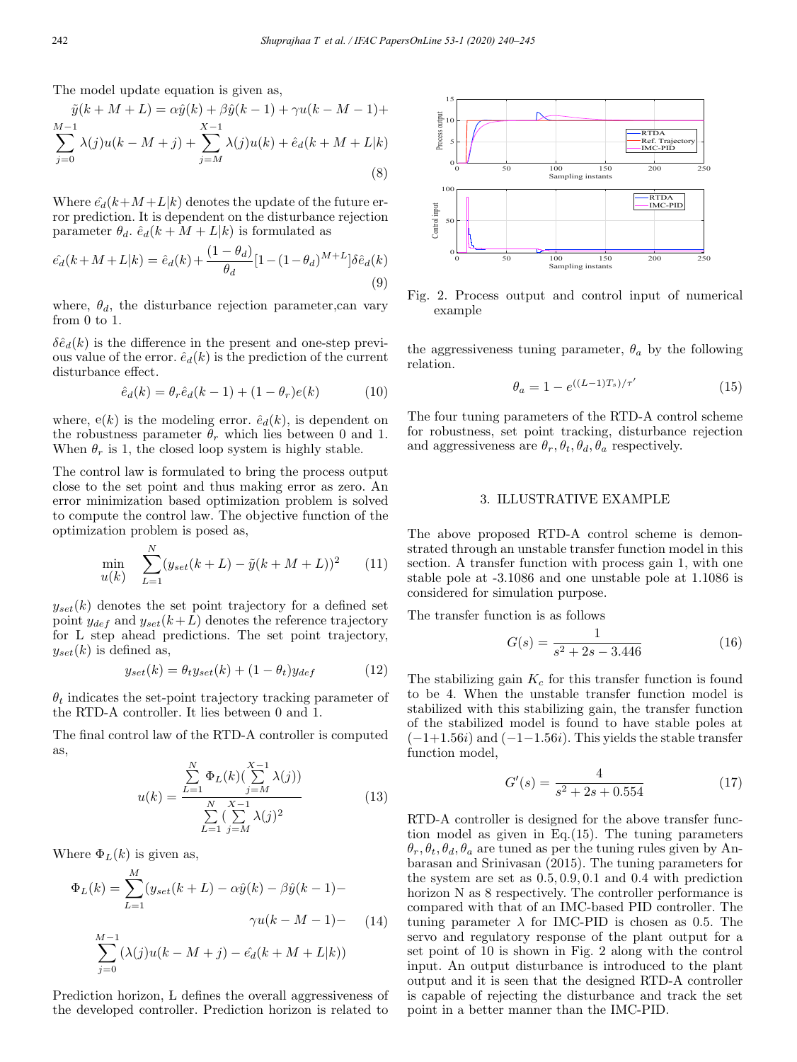The model update equation is given as,

$$\tilde{y}(k+M+L) = \alpha\hat{y}(k) + \beta\hat{y}(k-1) + \gamma u(k-M-1) + \sum_{j=0}^{M-1}\lambda(j)u(k-M+j) + \sum_{j=M}^{X-1}\lambda(j)u(k) + \hat{e}_d(k+M+L|k) \tag{8}$$

Where $\hat{e_d}(k+M+L|k)$ denotes the update of the future error prediction. It is dependent on the disturbance rejection parameter $\theta_d$. $\hat{e}_d(k+M+L|k)$ is formulated as

$$\hat{e_d}(k+M+L|k) = \hat{e}_d(k) + \frac{(1-\theta_d)}{\theta_d}[1-(1-\theta_d)^{M+L}]\delta\hat{e}_d(k) \tag{9}$$

where, $\theta_d$, the disturbance rejection parameter,can vary from 0 to 1.

$\delta\hat{e}_d(k)$ is the difference in the present and one-step previous value of the error. $\hat{e}_d(k)$ is the prediction of the current disturbance effect.

$$\hat{e}_d(k) = \theta_r\hat{e}_d(k-1) + (1-\theta_r)e(k) \tag{10}$$

where, e(k) is the modeling error. $\hat{e}_d(k)$, is dependent on the robustness parameter $\theta_r$ which lies between 0 and 1. When $\theta_r$ is 1, the closed loop system is highly stable.

The control law is formulated to bring the process output close to the set point and thus making error as zero. An error minimization based optimization problem is solved to compute the control law. The objective function of the optimization problem is posed as,

$$\min_{u(k)} \quad \sum_{L=1}^{N}(y_{set}(k+L) - \tilde{y}(k+M+L))^2 \tag{11}$$

$y_{set}(k)$ denotes the set point trajectory for a defined set point $y_{def}$ and $y_{set}(k+L)$ denotes the reference trajectory for L step ahead predictions. The set point trajectory, $y_{set}(k)$ is defined as,

$$y_{set}(k) = \theta_t y_{set}(k) + (1-\theta_t)y_{def} \tag{12}$$

$\theta_t$ indicates the set-point trajectory tracking parameter of the RTD-A controller. It lies between 0 and 1.

The final control law of the RTD-A controller is computed as,

$$u(k) = \frac{\sum_{L=1}^{N}\Phi_L(k)(\sum_{j=M}^{X-1}\lambda(j))}{\sum_{L=1}^{N}(\sum_{j=M}^{X-1}\lambda(j)^2} \tag{13}$$

Where $\Phi_L(k)$ is given as,

$$\Phi_L(k) = \sum_{L=1}^{M}(y_{set}(k+L) - \alpha\hat{y}(k) - \beta\hat{y}(k-1) - \gamma u(k-M-1) - \sum_{j=0}^{M-1}(\lambda(j)u(k-M+j) - \hat{e_d}(k+M+L|k)) \tag{14}$$

Prediction horizon, L defines the overall aggressiveness of the developed controller. Prediction horizon is related to the aggressiveness tuning parameter, $\theta_a$ by the following relation.

$$\theta_a = 1 - e^{((L-1)T_s)/\tau'} \tag{15}$$

The four tuning parameters of the RTD-A control scheme for robustness, set point tracking, disturbance rejection and aggressiveness are $\theta_r, \theta_t, \theta_d, \theta_a$ respectively.

Fig. 2. Process output and control input of numerical example

## 3. ILLUSTRATIVE EXAMPLE

The above proposed RTD-A control scheme is demonstrated through an unstable transfer function model in this section. A transfer function with process gain 1, with one stable pole at -3.1086 and one unstable pole at 1.1086 is considered for simulation purpose.

The transfer function is as follows

$$G(s) = \frac{1}{s^2 + 2s - 3.446} \tag{16}$$

The stabilizing gain $K_c$ for this transfer function is found to be 4. When the unstable transfer function model is stabilized with this stabilizing gain, the transfer function of the stabilized model is found to have stable poles at $(-1+1.56i)$ and $(-1-1.56i)$. This yields the stable transfer function model,

$$G'(s) = \frac{4}{s^2 + 2s + 0.554} \tag{17}$$

RTD-A controller is designed for the above transfer function model as given in Eq.(15). The tuning parameters $\theta_r, \theta_t, \theta_d, \theta_a$ are tuned as per the tuning rules given by Anbarasan and Srinivasan (2015). The tuning parameters for the system are set as $0.5, 0.9, 0.1$ and $0.4$ with prediction horizon N as 8 respectively. The controller performance is compared with that of an IMC-based PID controller. The tuning parameter $\lambda$ for IMC-PID is chosen as 0.5. The servo and regulatory response of the plant output for a set point of 10 is shown in Fig. 2 along with the control input. An output disturbance is introduced to the plant output and it is seen that the designed RTD-A controller is capable of rejecting the disturbance and track the set point in a better manner than the IMC-PID.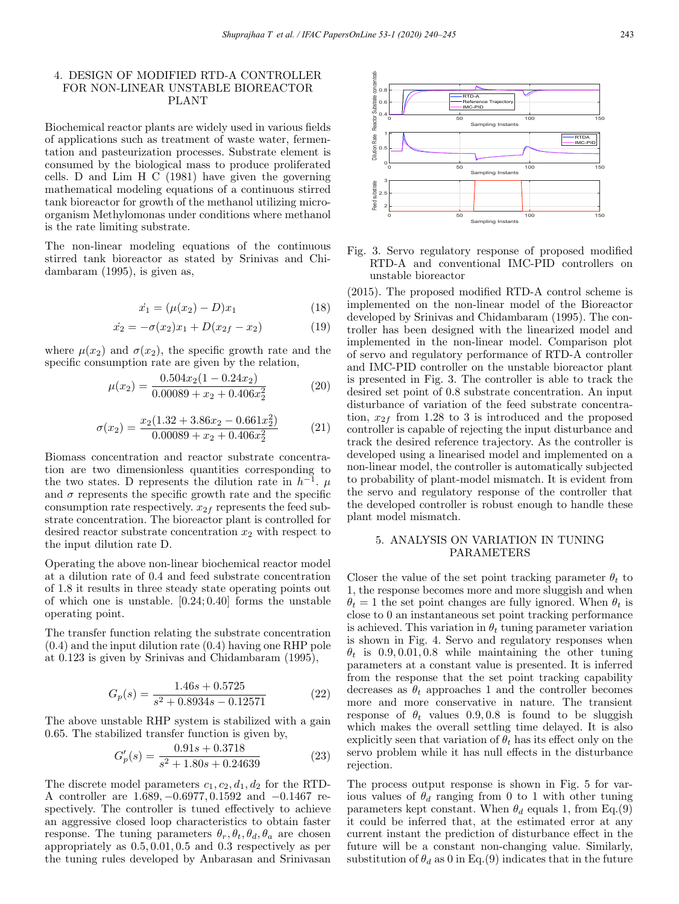## 4. DESIGN OF MODIFIED RTD-A CONTROLLER FOR NON-LINEAR UNSTABLE BIOREACTOR PLANT

Biochemical reactor plants are widely used in various fields of applications such as treatment of waste water, fermentation and pasteurization processes. Substrate element is consumed by the biological mass to produce proliferated cells. D and Lim H C (1981) have given the governing mathematical modeling equations of a continuous stirred tank bioreactor for growth of the methanol utilizing micro-organism Methylomonas under conditions where methanol is the rate limiting substrate.

The non-linear modeling equations of the continuous stirred tank bioreactor as stated by Srinivas and Chidambaram (1995), is given as,

$$\dot{x_1} = (\mu(x_2) - D)x_1 \tag{18}$$

$$\dot{x_2} = -\sigma(x_2)x_1 + D(x_{2f} - x_2) \tag{19}$$

where $\mu(x_2)$ and $\sigma(x_2)$, the specific growth rate and the specific consumption rate are given by the relation,

$$\mu(x_2) = \frac{0.504x_2(1 - 0.24x_2)}{0.00089 + x_2 + 0.406x_2^2} \tag{20}$$

$$\sigma(x_2) = \frac{x_2(1.32 + 3.86x_2 - 0.661x_2^2)}{0.00089 + x_2 + 0.406x_2^2} \tag{21}$$

Biomass concentration and reactor substrate concentration are two dimensionless quantities corresponding to the two states. D represents the dilution rate in $h^{-1}$. $\mu$ and $\sigma$ represents the specific growth rate and the specific consumption rate respectively. $x_{2f}$ represents the feed substrate concentration. The bioreactor plant is controlled for desired reactor substrate concentration $x_2$ with respect to the input dilution rate D.

Operating the above non-linear biochemical reactor model at a dilution rate of 0.4 and feed substrate concentration of 1.8 it results in three steady state operating points out of which one is unstable. [0.24; 0.40] forms the unstable operating point.

The transfer function relating the substrate concentration (0.4) and the input dilution rate (0.4) having one RHP pole at 0.123 is given by Srinivas and Chidambaram (1995),

$$G_p(s) = \frac{1.46s + 0.5725}{s^2 + 0.8934s - 0.12571} \tag{22}$$

The above unstable RHP system is stabilized with a gain 0.65. The stabilized transfer function is given by,

$$G'_p(s) = \frac{0.91s + 0.3718}{s^2 + 1.80s + 0.24639} \tag{23}$$

The discrete model parameters $c_1, c_2, d_1, d_2$ for the RTD-A controller are $1.689, -0.6977, 0.1592$ and $-0.1467$ respectively. The controller is tuned effectively to achieve an aggressive closed loop characteristics to obtain faster response. The tuning parameters $\theta_r, \theta_t, \theta_d, \theta_a$ are chosen appropriately as $0.5, 0.01, 0.5$ and $0.3$ respectively as per the tuning rules developed by Anbarasan and Srinivasan (2015). The proposed modified RTD-A control scheme is implemented on the non-linear model of the Bioreactor developed by Srinivas and Chidambaram (1995). The controller has been designed with the linearized model and implemented in the non-linear model. Comparison plot of servo and regulatory performance of RTD-A controller and IMC-PID controller on the unstable bioreactor plant is presented in Fig. 3. The controller is able to track the desired set point of 0.8 substrate concentration. An input disturbance of variation of the feed substrate concentration, $x_{2f}$ from 1.28 to 3 is introduced and the proposed controller is capable of rejecting the input disturbance and track the desired reference trajectory. As the controller is developed using a linearised model and implemented on a non-linear model, the controller is automatically subjected to probability of plant-model mismatch. It is evident from the servo and regulatory response of the controller that the developed controller is robust enough to handle these plant model mismatch.

Fig. 3. Servo regulatory response of proposed modified RTD-A and conventional IMC-PID controllers on unstable bioreactor

## 5. ANALYSIS ON VARIATION IN TUNING PARAMETERS

Closer the value of the set point tracking parameter $\theta_t$ to 1, the response becomes more and more sluggish and when $\theta_t = 1$ the set point changes are fully ignored. When $\theta_t$ is close to 0 an instantaneous set point tracking performance is achieved. This variation in $\theta_t$ tuning parameter variation is shown in Fig. 4. Servo and regulatory responses when $\theta_t$ is $0.9, 0.01, 0.8$ while maintaining the other tuning parameters at a constant value is presented. It is inferred from the response that the set point tracking capability decreases as $\theta_t$ approaches 1 and the controller becomes more and more conservative in nature. The transient response of $\theta_t$ values $0.9, 0.8$ is found to be sluggish which makes the overall settling time delayed. It is also explicitly seen that variation of $\theta_t$ has its effect only on the servo problem while it has null effects in the disturbance rejection.

The process output response is shown in Fig. 5 for various values of $\theta_d$ ranging from 0 to 1 with other tuning parameters kept constant. When $\theta_d$ equals 1, from Eq.(9) it could be inferred that, at the estimated error at any current instant the prediction of disturbance effect in the future will be a constant non-changing value. Similarly, substitution of $\theta_d$ as 0 in Eq.(9) indicates that in the future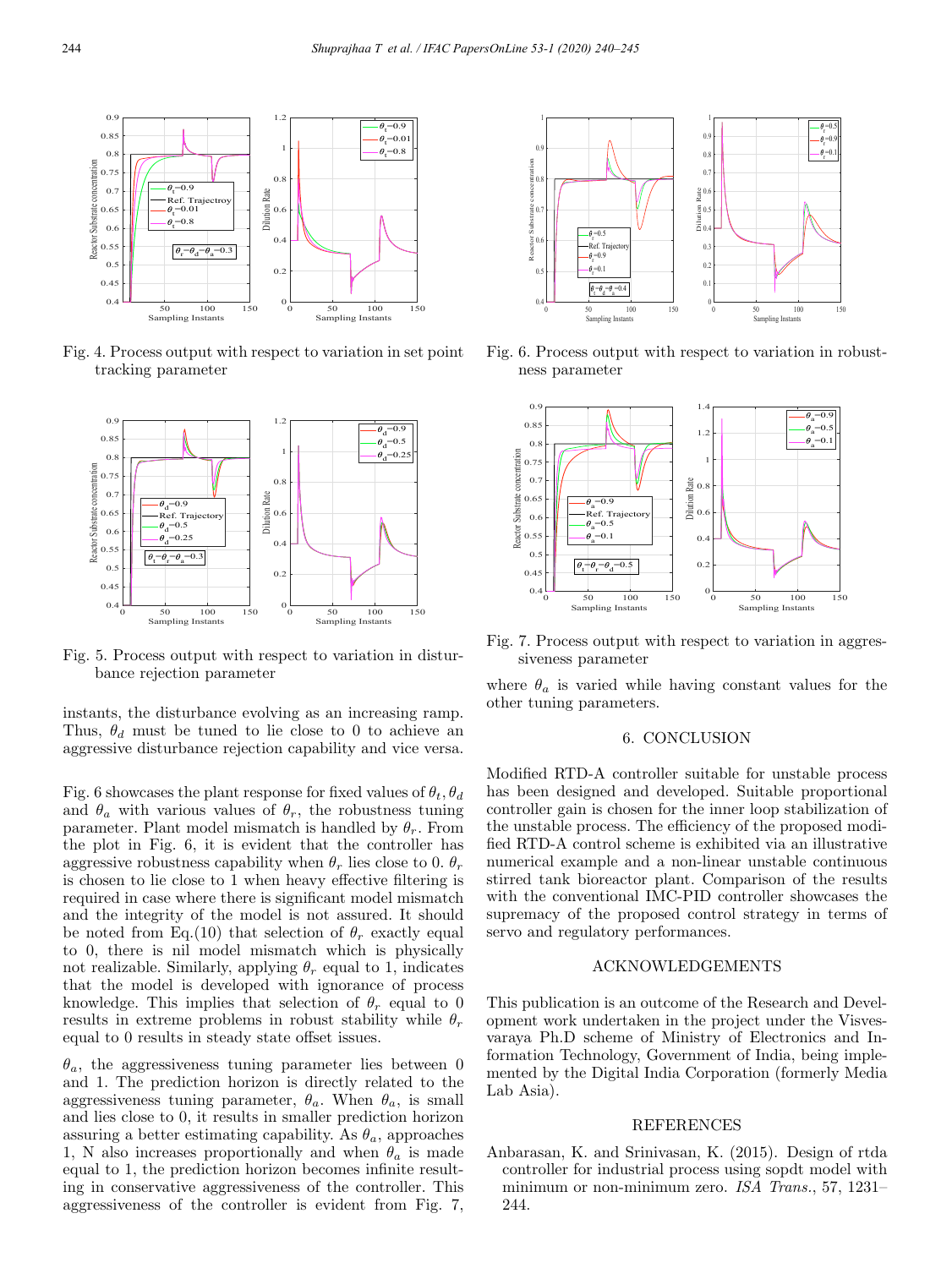Fig. 4. Process output with respect to variation in set point tracking parameter

Fig. 5. Process output with respect to variation in disturbance rejection parameter

instants, the disturbance evolving as an increasing ramp. Thus, $\theta_d$ must be tuned to lie close to 0 to achieve an aggressive disturbance rejection capability and vice versa.

Fig. 6 showcases the plant response for fixed values of $\theta_t, \theta_d$ and $\theta_a$ with various values of $\theta_r$, the robustness tuning parameter. Plant model mismatch is handled by $\theta_r$. From the plot in Fig. 6, it is evident that the controller has aggressive robustness capability when $\theta_r$ lies close to 0. $\theta_r$ is chosen to lie close to 1 when heavy effective filtering is required in case where there is significant model mismatch and the integrity of the model is not assured. It should be noted from Eq.(10) that selection of $\theta_r$ exactly equal to 0, there is nil model mismatch which is physically not realizable. Similarly, applying $\theta_r$ equal to 1, indicates that the model is developed with ignorance of process knowledge. This implies that selection of $\theta_r$ equal to 0 results in extreme problems in robust stability while $\theta_r$ equal to 0 results in steady state offset issues.

$\theta_a$, the aggressiveness tuning parameter lies between 0 and 1. The prediction horizon is directly related to the aggressiveness tuning parameter, $\theta_a$. When $\theta_a$, is small and lies close to 0, it results in smaller prediction horizon assuring a better estimating capability. As $\theta_a$, approaches 1, N also increases proportionally and when $\theta_a$ is made equal to 1, the prediction horizon becomes infinite resulting in conservative aggressiveness of the controller. This aggressiveness of the controller is evident from Fig. 7,

Fig. 6. Process output with respect to variation in robustness parameter

Fig. 7. Process output with respect to variation in aggressiveness parameter

where $\theta_a$ is varied while having constant values for the other tuning parameters.

## 6. CONCLUSION

Modified RTD-A controller suitable for unstable process has been designed and developed. Suitable proportional controller gain is chosen for the inner loop stabilization of the unstable process. The efficiency of the proposed modified RTD-A control scheme is exhibited via an illustrative numerical example and a non-linear unstable continuous stirred tank bioreactor plant. Comparison of the results with the conventional IMC-PID controller showcases the supremacy of the proposed control strategy in terms of servo and regulatory performances.

## ACKNOWLEDGEMENTS

This publication is an outcome of the Research and Development work undertaken in the project under the Visvesvaraya Ph.D scheme of Ministry of Electronics and Information Technology, Government of India, being implemented by the Digital India Corporation (formerly Media Lab Asia).

## REFERENCES

Anbarasan, K. and Srinivasan, K. (2015). Design of rtda controller for industrial process using sopdt model with minimum or non-minimum zero. *ISA Trans.*, 57, 1231–244.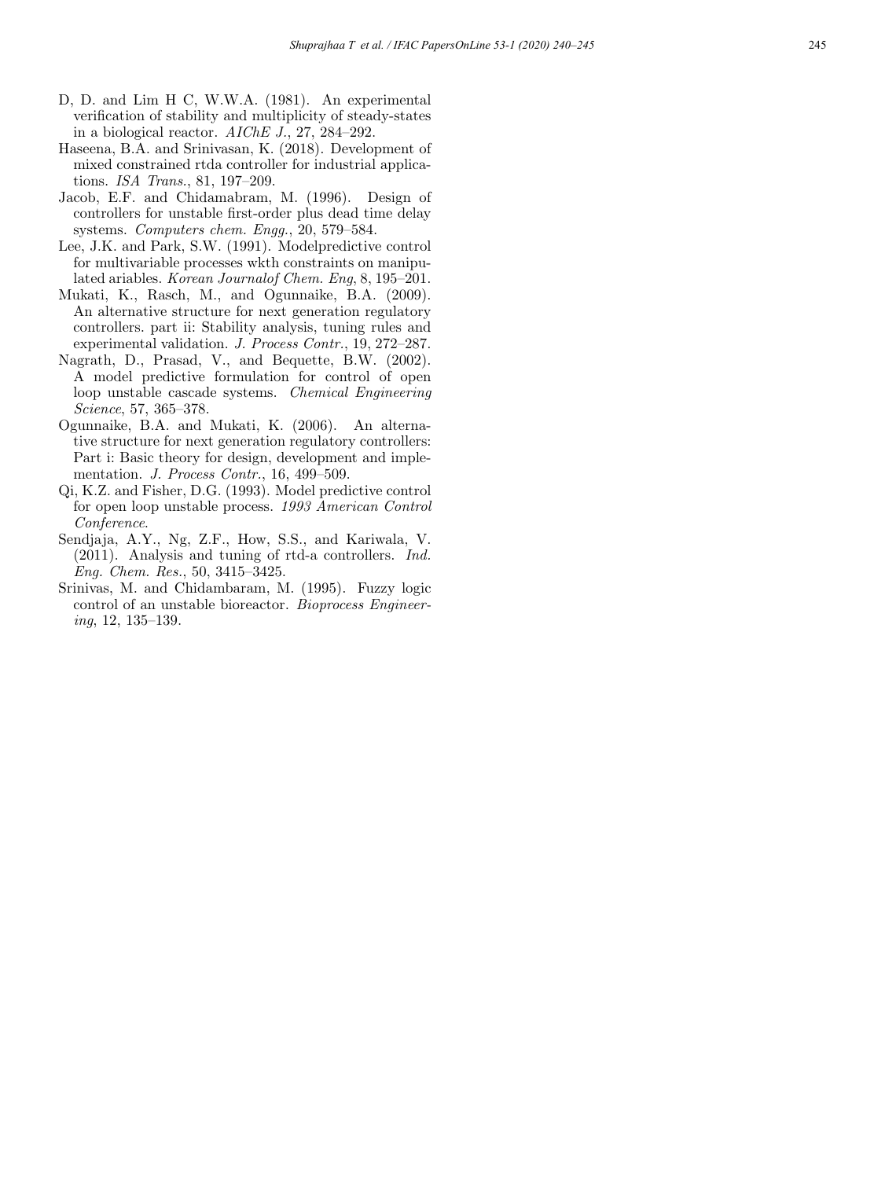D, D. and Lim H C, W.W.A. (1981). An experimental verification of stability and multiplicity of steady-states in a biological reactor. *AIChE J.*, 27, 284–292.

Haseena, B.A. and Srinivasan, K. (2018). Development of mixed constrained rtda controller for industrial applications. *ISA Trans.*, 81, 197–209.

Jacob, E.F. and Chidamabram, M. (1996). Design of controllers for unstable first-order plus dead time delay systems. *Computers chem. Engg.*, 20, 579–584.

Lee, J.K. and Park, S.W. (1991). Modelpredictive control for multivariable processes wkth constraints on manipulated ariables. *Korean Journalof Chem. Eng*, 8, 195–201.

Mukati, K., Rasch, M., and Ogunnaike, B.A. (2009). An alternative structure for next generation regulatory controllers. part ii: Stability analysis, tuning rules and experimental validation. *J. Process Contr.*, 19, 272–287.

Nagrath, D., Prasad, V., and Bequette, B.W. (2002). A model predictive formulation for control of open loop unstable cascade systems. *Chemical Engineering Science*, 57, 365–378.

Ogunnaike, B.A. and Mukati, K. (2006). An alternative structure for next generation regulatory controllers: Part i: Basic theory for design, development and implementation. *J. Process Contr.*, 16, 499–509.

Qi, K.Z. and Fisher, D.G. (1993). Model predictive control for open loop unstable process. *1993 American Control Conference*.

Sendjaja, A.Y., Ng, Z.F., How, S.S., and Kariwala, V. (2011). Analysis and tuning of rtd-a controllers. *Ind. Eng. Chem. Res.*, 50, 3415–3425.

Srinivas, M. and Chidambaram, M. (1995). Fuzzy logic control of an unstable bioreactor. *Bioprocess Engineering*, 12, 135–139.